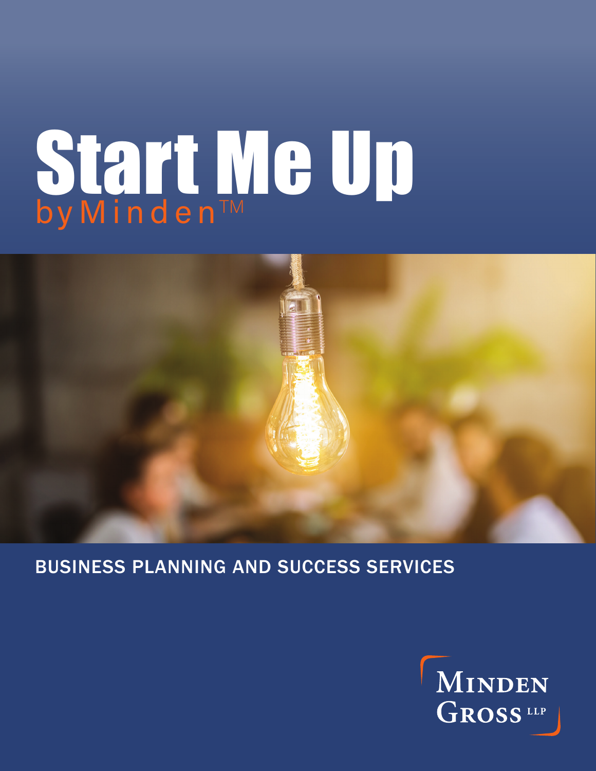# Start Me Up

by Minden™

BUSINESS PLANNING AND SUCCESS SERVICES

MINDEN GROSS LLP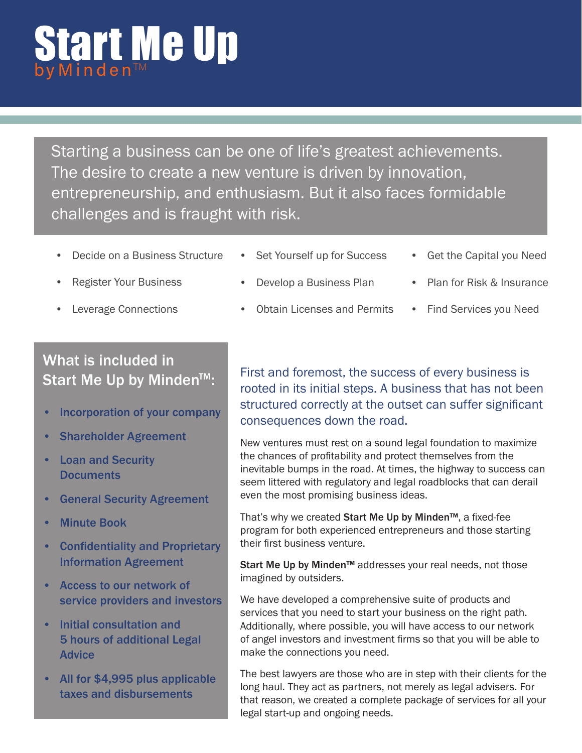# Start Me Up

by Minden™

Starting a business can be one of life's greatest achievements. The desire to create a new venture is driven by innovation, entrepreneurship, and enthusiasm. But it also faces formidable challenges and is fraught with risk.

- Decide on a Business Structure
- Register Your Business
- Leverage Connections
- Set Yourself up for Success
- Develop a Business Plan
- Obtain Licenses and Permits
- Get the Capital you Need
- Plan for Risk & Insurance
- Find Services you Need

## What is included in Start Me Up by Minden™:

- **Incorporation of your company**
- **Shareholder Agreement**
- **Loan and Security Documents**
- **General Security Agreement**
- **Minute Book**
- **Confidentiality and Proprietary Information Agreement**
- **Access to our network of service providers and investors**
- **Initial consultation and 5 hours of additional Legal Advice**
- **All for $4,995 plus applicable taxes and disbursements**

First and foremost, the success of every business is rooted in its initial steps. A business that has not been structured correctly at the outset can suffer significant consequences down the road.

New ventures must rest on a sound legal foundation to maximize the chances of profitability and protect themselves from the inevitable bumps in the road. At times, the highway to success can seem littered with regulatory and legal roadblocks that can derail even the most promising business ideas.

That's why we created **Start Me Up by Minden™**, a fixed-fee program for both experienced entrepreneurs and those starting their first business venture.

**Start Me Up by Minden™** addresses your real needs, not those imagined by outsiders.

We have developed a comprehensive suite of products and services that you need to start your business on the right path. Additionally, where possible, you will have access to our network of angel investors and investment firms so that you will be able to make the connections you need.

The best lawyers are those who are in step with their clients for the long haul. They act as partners, not merely as legal advisers. For that reason, we created a complete package of services for all your legal start-up and ongoing needs.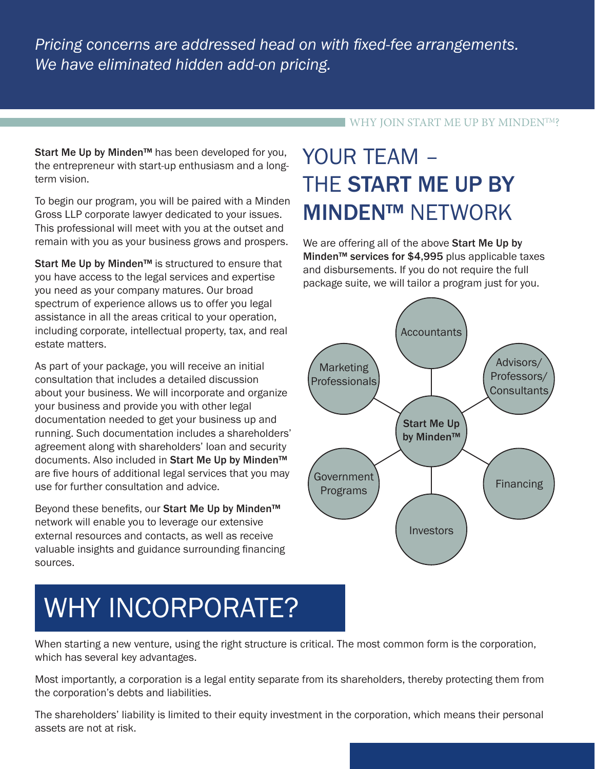*Pricing concerns are addressed head on with fixed-fee arrangements. We have eliminated hidden add-on pricing.*

WHY JOIN START ME UP BY MINDEN™?

**Start Me Up by Minden™** has been developed for you, the entrepreneur with start-up enthusiasm and a long-term vision.

To begin our program, you will be paired with a Minden Gross LLP corporate lawyer dedicated to your issues. This professional will meet with you at the outset and remain with you as your business grows and prospers.

**Start Me Up by Minden™** is structured to ensure that you have access to the legal services and expertise you need as your company matures. Our broad spectrum of experience allows us to offer you legal assistance in all the areas critical to your operation, including corporate, intellectual property, tax, and real estate matters.

As part of your package, you will receive an initial consultation that includes a detailed discussion about your business. We will incorporate and organize your business and provide you with other legal documentation needed to get your business up and running. Such documentation includes a shareholders' agreement along with shareholders' loan and security documents. Also included in **Start Me Up by Minden™** are five hours of additional legal services that you may use for further consultation and advice.

Beyond these benefits, our **Start Me Up by Minden™** network will enable you to leverage our extensive external resources and contacts, as well as receive valuable insights and guidance surrounding financing sources.

# YOUR TEAM – THE **START ME UP BY MINDEN™** NETWORK

We are offering all of the above **Start Me Up by Minden™ services for $4,995** plus applicable taxes and disbursements. If you do not require the full package suite, we will tailor a program just for you.

**Start Me Up by Minden™**

- Accountants
- Advisors/ Professors/ Consultants
- Financing
- Investors
- Government Programs
- Marketing Professionals

# WHY INCORPORATE?

When starting a new venture, using the right structure is critical. The most common form is the corporation, which has several key advantages.

Most importantly, a corporation is a legal entity separate from its shareholders, thereby protecting them from the corporation's debts and liabilities.

The shareholders' liability is limited to their equity investment in the corporation, which means their personal assets are not at risk.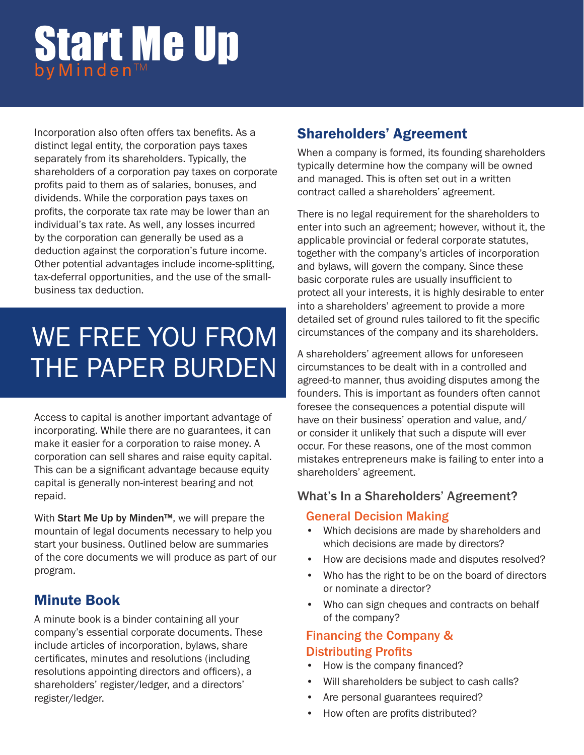Incorporation also often offers tax benefits. As a distinct legal entity, the corporation pays taxes separately from its shareholders. Typically, the shareholders of a corporation pay taxes on corporate profits paid to them as of salaries, bonuses, and dividends. While the corporation pays taxes on profits, the corporate tax rate may be lower than an individual's tax rate. As well, any losses incurred by the corporation can generally be used as a deduction against the corporation's future income. Other potential advantages include income-splitting, tax-deferral opportunities, and the use of the small-business tax deduction.

# WE FREE YOU FROM THE PAPER BURDEN

Access to capital is another important advantage of incorporating. While there are no guarantees, it can make it easier for a corporation to raise money. A corporation can sell shares and raise equity capital. This can be a significant advantage because equity capital is generally non-interest bearing and not repaid.

With **Start Me Up by Minden™**, we will prepare the mountain of legal documents necessary to help you start your business. Outlined below are summaries of the core documents we will produce as part of our program.

## Minute Book

A minute book is a binder containing all your company's essential corporate documents. These include articles of incorporation, bylaws, share certificates, minutes and resolutions (including resolutions appointing directors and officers), a shareholders' register/ledger, and a directors' register/ledger.

## Shareholders' Agreement

When a company is formed, its founding shareholders typically determine how the company will be owned and managed. This is often set out in a written contract called a shareholders' agreement.

There is no legal requirement for the shareholders to enter into such an agreement; however, without it, the applicable provincial or federal corporate statutes, together with the company's articles of incorporation and bylaws, will govern the company. Since these basic corporate rules are usually insufficient to protect all your interests, it is highly desirable to enter into a shareholders' agreement to provide a more detailed set of ground rules tailored to fit the specific circumstances of the company and its shareholders.

A shareholders' agreement allows for unforeseen circumstances to be dealt with in a controlled and agreed-to manner, thus avoiding disputes among the founders. This is important as founders often cannot foresee the consequences a potential dispute will have on their business' operation and value, and/or consider it unlikely that such a dispute will ever occur. For these reasons, one of the most common mistakes entrepreneurs make is failing to enter into a shareholders' agreement.

### What's In a Shareholders' Agreement?

#### General Decision Making

- Which decisions are made by shareholders and which decisions are made by directors?
- How are decisions made and disputes resolved?
- Who has the right to be on the board of directors or nominate a director?
- Who can sign cheques and contracts on behalf of the company?

#### Financing the Company & Distributing Profits

- How is the company financed?
- Will shareholders be subject to cash calls?
- Are personal guarantees required?
- How often are profits distributed?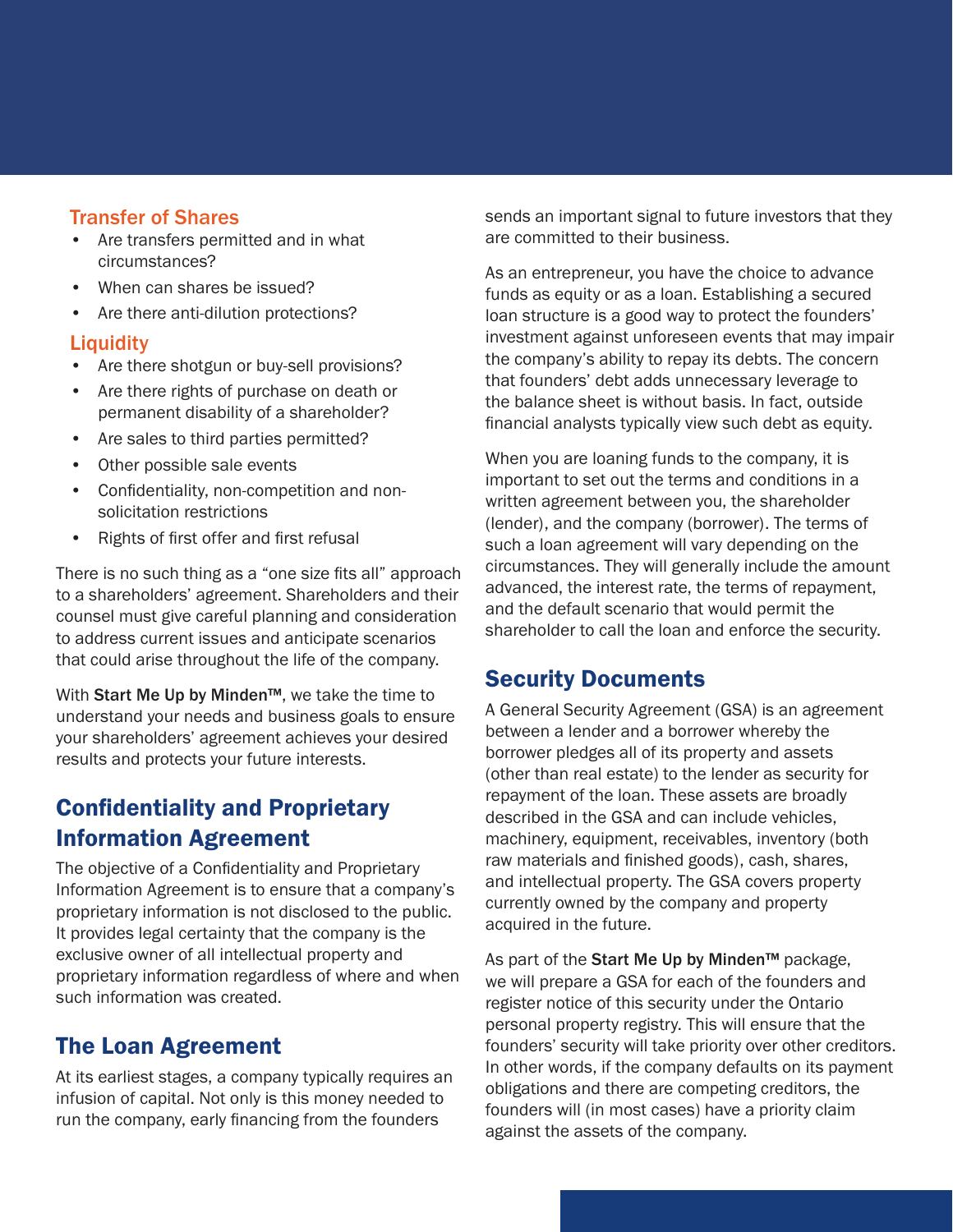### Transfer of Shares

- Are transfers permitted and in what circumstances?
- When can shares be issued?
- Are there anti-dilution protections?

### Liquidity

- Are there shotgun or buy-sell provisions?
- Are there rights of purchase on death or permanent disability of a shareholder?
- Are sales to third parties permitted?
- Other possible sale events
- Confidentiality, non-competition and non-solicitation restrictions
- Rights of first offer and first refusal

There is no such thing as a "one size fits all" approach to a shareholders' agreement. Shareholders and their counsel must give careful planning and consideration to address current issues and anticipate scenarios that could arise throughout the life of the company.

With **Start Me Up by Minden™**, we take the time to understand your needs and business goals to ensure your shareholders' agreement achieves your desired results and protects your future interests.

## Confidentiality and Proprietary Information Agreement

The objective of a Confidentiality and Proprietary Information Agreement is to ensure that a company's proprietary information is not disclosed to the public. It provides legal certainty that the company is the exclusive owner of all intellectual property and proprietary information regardless of where and when such information was created.

## The Loan Agreement

At its earliest stages, a company typically requires an infusion of capital. Not only is this money needed to run the company, early financing from the founders sends an important signal to future investors that they are committed to their business.

As an entrepreneur, you have the choice to advance funds as equity or as a loan. Establishing a secured loan structure is a good way to protect the founders' investment against unforeseen events that may impair the company's ability to repay its debts. The concern that founders' debt adds unnecessary leverage to the balance sheet is without basis. In fact, outside financial analysts typically view such debt as equity.

When you are loaning funds to the company, it is important to set out the terms and conditions in a written agreement between you, the shareholder (lender), and the company (borrower). The terms of such a loan agreement will vary depending on the circumstances. They will generally include the amount advanced, the interest rate, the terms of repayment, and the default scenario that would permit the shareholder to call the loan and enforce the security.

## Security Documents

A General Security Agreement (GSA) is an agreement between a lender and a borrower whereby the borrower pledges all of its property and assets (other than real estate) to the lender as security for repayment of the loan. These assets are broadly described in the GSA and can include vehicles, machinery, equipment, receivables, inventory (both raw materials and finished goods), cash, shares, and intellectual property. The GSA covers property currently owned by the company and property acquired in the future.

As part of the **Start Me Up by Minden™** package, we will prepare a GSA for each of the founders and register notice of this security under the Ontario personal property registry. This will ensure that the founders' security will take priority over other creditors. In other words, if the company defaults on its payment obligations and there are competing creditors, the founders will (in most cases) have a priority claim against the assets of the company.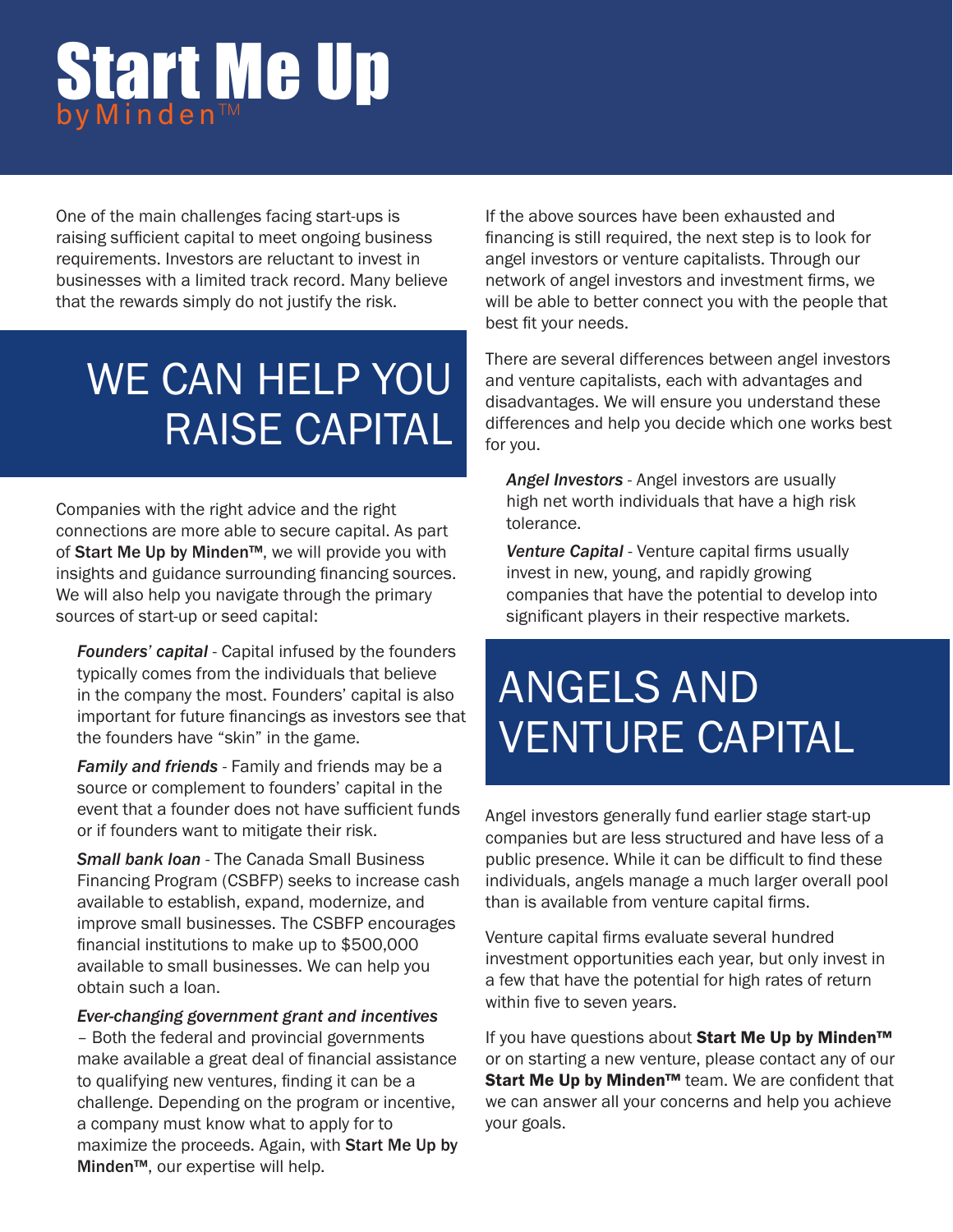# Start Me Up
by Minden™

One of the main challenges facing start-ups is raising sufficient capital to meet ongoing business requirements. Investors are reluctant to invest in businesses with a limited track record. Many believe that the rewards simply do not justify the risk.

## WE CAN HELP YOU RAISE CAPITAL

Companies with the right advice and the right connections are more able to secure capital. As part of **Start Me Up by Minden™**, we will provide you with insights and guidance surrounding financing sources. We will also help you navigate through the primary sources of start-up or seed capital:

***Founders' capital*** - Capital infused by the founders typically comes from the individuals that believe in the company the most. Founders' capital is also important for future financings as investors see that the founders have "skin" in the game.

***Family and friends*** - Family and friends may be a source or complement to founders' capital in the event that a founder does not have sufficient funds or if founders want to mitigate their risk.

***Small bank loan*** - The Canada Small Business Financing Program (CSBFP) seeks to increase cash available to establish, expand, modernize, and improve small businesses. The CSBFP encourages financial institutions to make up to $500,000 available to small businesses. We can help you obtain such a loan.

***Ever-changing government grant and incentives*** – Both the federal and provincial governments make available a great deal of financial assistance to qualifying new ventures, finding it can be a challenge. Depending on the program or incentive, a company must know what to apply for to maximize the proceeds. Again, with **Start Me Up by Minden™**, our expertise will help.

If the above sources have been exhausted and financing is still required, the next step is to look for angel investors or venture capitalists. Through our network of angel investors and investment firms, we will be able to better connect you with the people that best fit your needs.

There are several differences between angel investors and venture capitalists, each with advantages and disadvantages. We will ensure you understand these differences and help you decide which one works best for you.

***Angel Investors*** - Angel investors are usually high net worth individuals that have a high risk tolerance.

***Venture Capital*** - Venture capital firms usually invest in new, young, and rapidly growing companies that have the potential to develop into significant players in their respective markets.

## ANGELS AND VENTURE CAPITAL

Angel investors generally fund earlier stage start-up companies but are less structured and have less of a public presence. While it can be difficult to find these individuals, angels manage a much larger overall pool than is available from venture capital firms.

Venture capital firms evaluate several hundred investment opportunities each year, but only invest in a few that have the potential for high rates of return within five to seven years.

If you have questions about **Start Me Up by Minden™** or on starting a new venture, please contact any of our **Start Me Up by Minden™** team. We are confident that we can answer all your concerns and help you achieve your goals.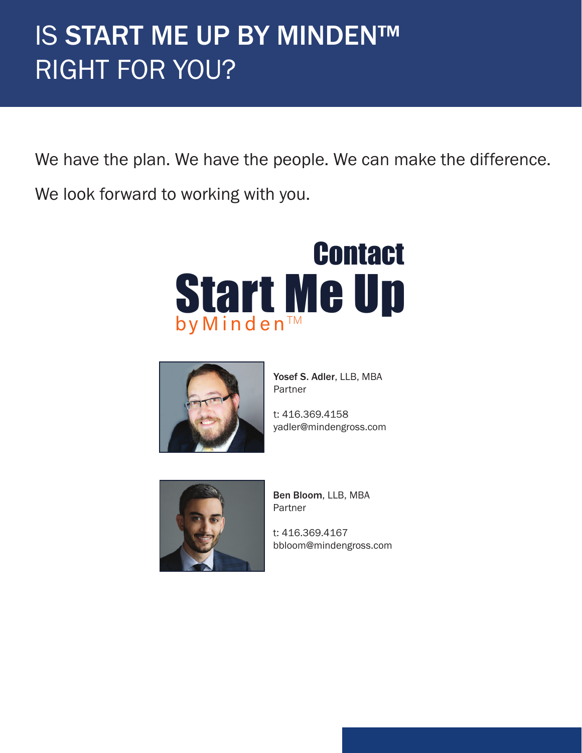# IS **START ME UP BY MINDEN™** RIGHT FOR YOU?

We have the plan. We have the people. We can make the difference.

We look forward to working with you.

## Contact Start Me Up by Minden™

**Yosef S. Adler**, LLB, MBA
Partner

t: 416.369.4158
yadler@mindengross.com

**Ben Bloom**, LLB, MBA
Partner

t: 416.369.4167
bbloom@mindengross.com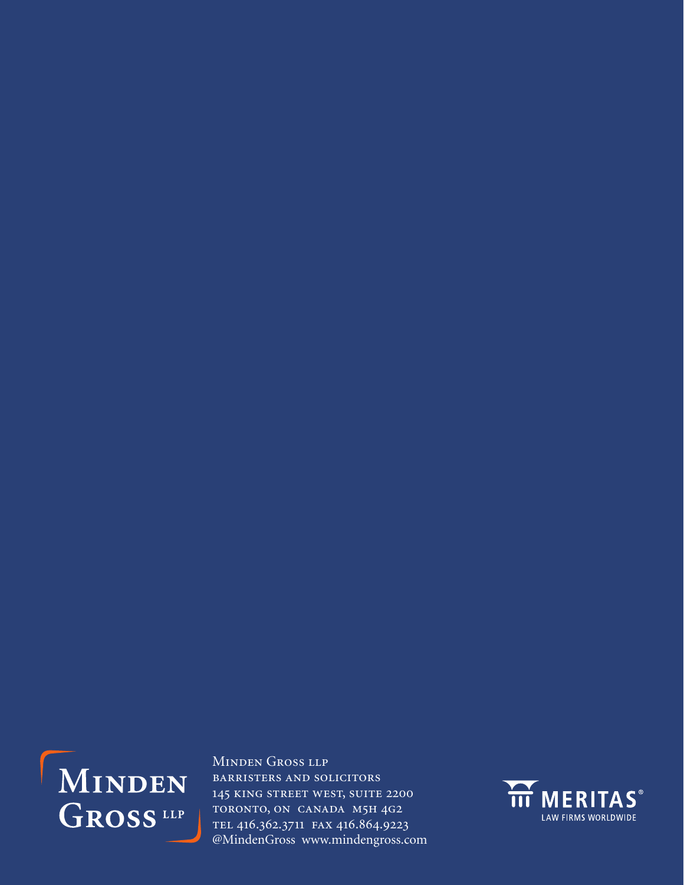Minden Gross LLP

Minden Gross llp
barristers and solicitors
145 king street west, suite 2200
toronto, on canada m5h 4g2
tel 416.362.3711 fax 416.864.9223
@MindenGross www.mindengross.com

MERITAS®
LAW FIRMS WORLDWIDE